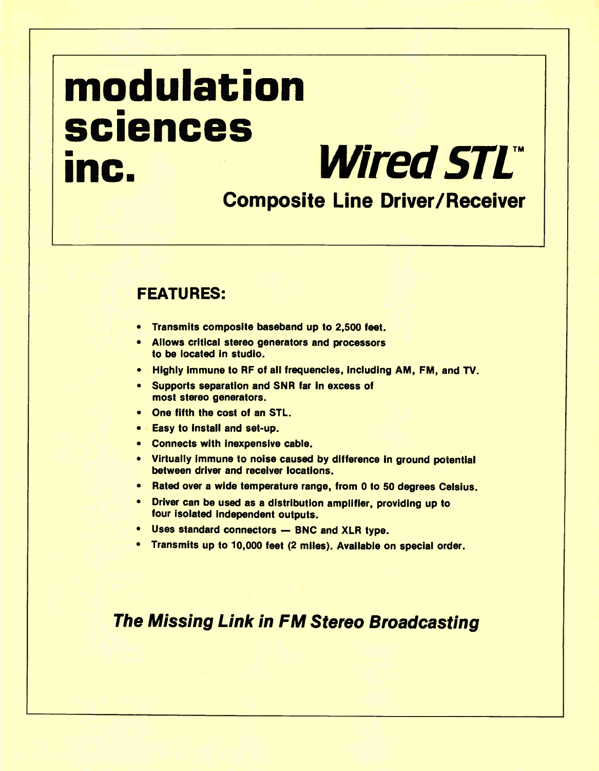# modulation sciences inc.

# Wired STL™

## Composite Line Driver/Receiver

### FEATURES:

- Transmits composite baseband up to 2,500 feet.
- Allows critical stereo generators and processors to be located in studio.
- Highly immune to RF of all frequencies, including AM, FM, and TV.
- Supports separation and SNR far in excess of most stereo generators.
- One fifth the cost of an STL.
- Easy to install and set-up.
- Connects with inexpensive cable.
- Virtually immune to noise caused by difference in ground potential between driver and receiver locations.
- Rated over a wide temperature range, from 0 to 50 degrees Celsius.
- Driver can be used as a distribution amplifier, providing up to four isolated independent outputs.
- Uses standard connectors — BNC and XLR type.
- Transmits up to 10,000 feet (2 miles). Available on special order.

***The Missing Link in FM Stereo Broadcasting***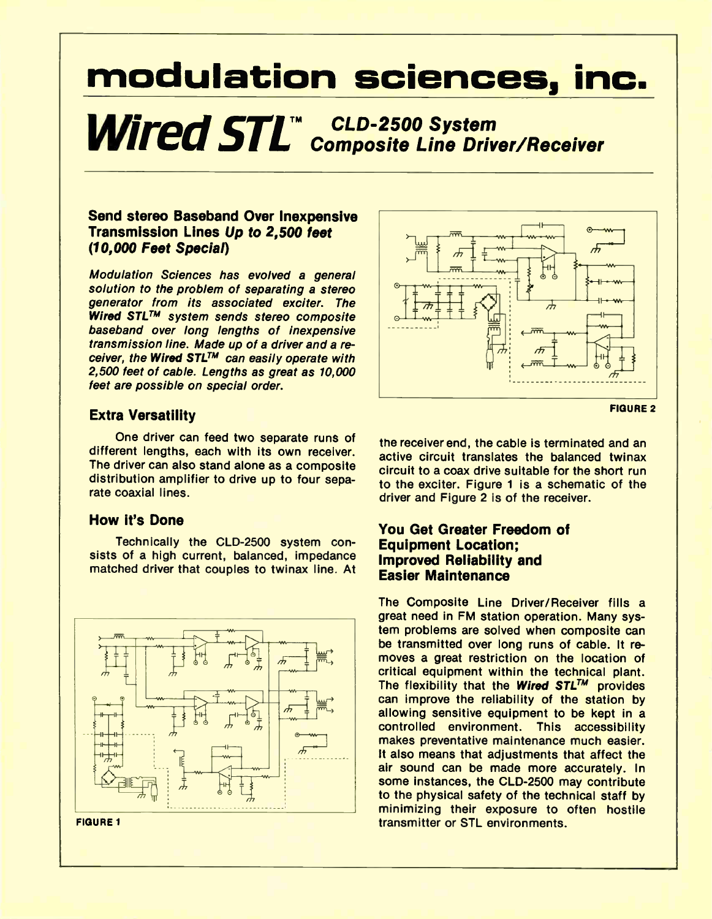# modulation sciences, inc.

# *Wired STL*™ *CLD-2500 System Composite Line Driver/Receiver*

## Send stereo Baseband Over Inexpensive Transmission Lines *Up to 2,500 feet (10,000 Feet Special)*

*Modulation Sciences has evolved a general solution to the problem of separating a stereo generator from its associated exciter. The **Wired STL™** system sends stereo composite baseband over long lengths of inexpensive transmission line. Made up of a driver and a receiver, the **Wired STL™** can easily operate with 2,500 feet of cable. Lengths as great as 10,000 feet are possible on special order.*

## Extra Versatility

One driver can feed two separate runs of different lengths, each with its own receiver. The driver can also stand alone as a composite distribution amplifier to drive up to four separate coaxial lines.

## How it's Done

Technically the CLD-2500 system consists of a high current, balanced, impedance matched driver that couples to twinax line. At the receiver end, the cable is terminated and an active circuit translates the balanced twinax circuit to a coax drive suitable for the short run to the exciter. Figure 1 is a schematic of the driver and Figure 2 is of the receiver.

FIGURE 1

FIGURE 2

## You Get Greater Freedom of Equipment Location; Improved Reliability and Easier Maintenance

The Composite Line Driver/Receiver fills a great need in FM station operation. Many system problems are solved when composite can be transmitted over long runs of cable. It removes a great restriction on the location of critical equipment within the technical plant. The flexibility that the ***Wired STL™*** provides can improve the reliability of the station by allowing sensitive equipment to be kept in a controlled environment. This accessibility makes preventative maintenance much easier. It also means that adjustments that affect the air sound can be made more accurately. In some instances, the CLD-2500 may contribute to the physical safety of the technical staff by minimizing their exposure to often hostile transmitter or STL environments.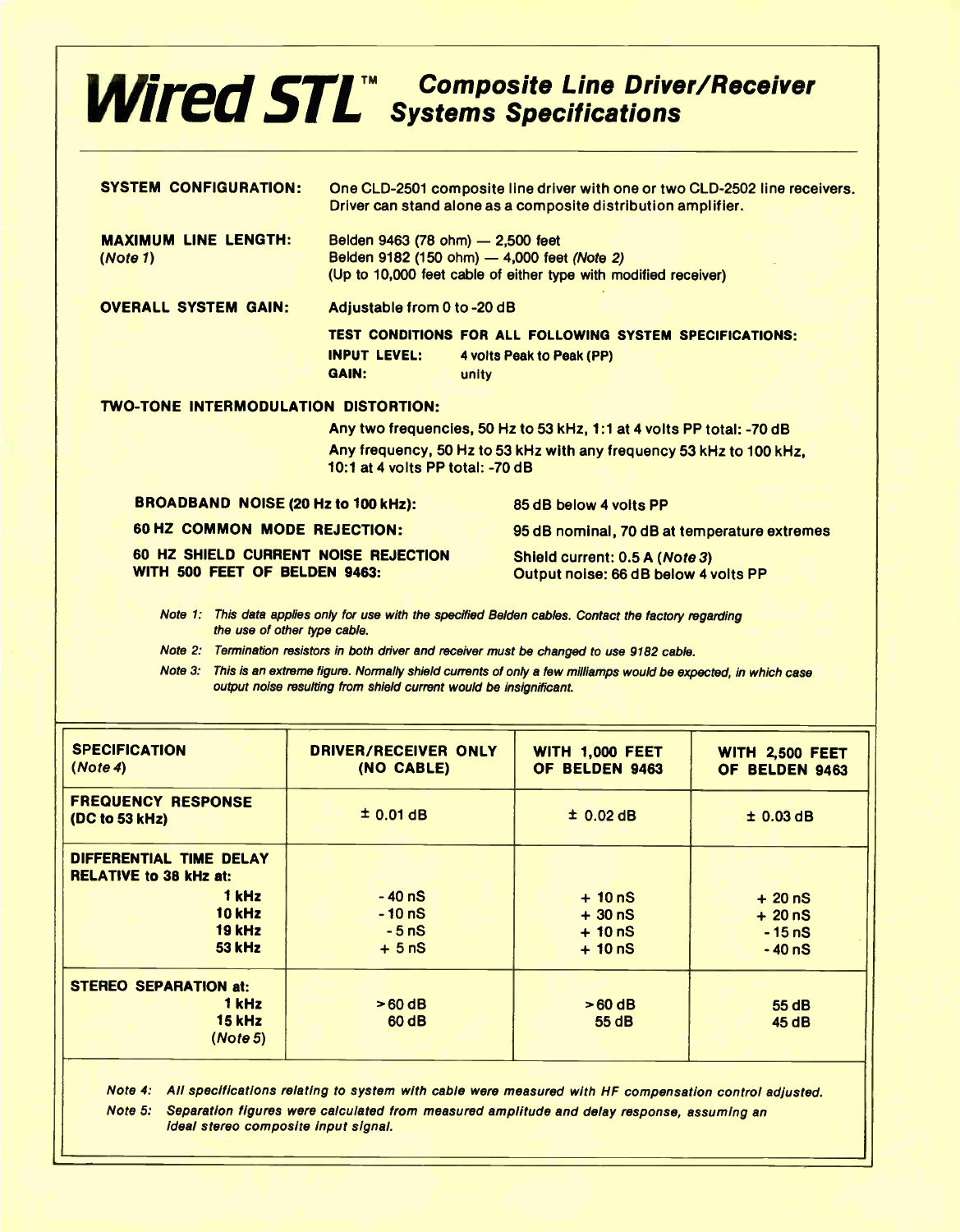# Wired STL™ Composite Line Driver/Receiver Systems Specifications

**SYSTEM CONFIGURATION:** One CLD-2501 composite line driver with one or two CLD-2502 line receivers. Driver can stand alone as a composite distribution amplifier.

**MAXIMUM LINE LENGTH: (*Note 1*)**
Belden 9463 (78 ohm) — 2,500 feet
Belden 9182 (150 ohm) — 4,000 feet *(Note 2)*
(Up to 10,000 feet cable of either type with modified receiver)

**OVERALL SYSTEM GAIN:** Adjustable from 0 to -20 dB

**TEST CONDITIONS FOR ALL FOLLOWING SYSTEM SPECIFICATIONS:**
**INPUT LEVEL:** 4 volts Peak to Peak (PP)
**GAIN:** unity

**TWO-TONE INTERMODULATION DISTORTION:**

Any two frequencies, 50 Hz to 53 kHz, 1:1 at 4 volts PP total: -70 dB

Any frequency, 50 Hz to 53 kHz with any frequency 53 kHz to 100 kHz, 10:1 at 4 volts PP total: -70 dB

**BROADBAND NOISE (20 Hz to 100 kHz):** 85 dB below 4 volts PP

**60 HZ COMMON MODE REJECTION:** 95 dB nominal, 70 dB at temperature extremes

**60 HZ SHIELD CURRENT NOISE REJECTION WITH 500 FEET OF BELDEN 9463:**
Shield current: 0.5 A (*Note 3*)
Output noise: 66 dB below 4 volts PP

*Note 1: This data applies only for use with the specified Belden cables. Contact the factory regarding the use of other type cable.*

*Note 2: Termination resistors in both driver and receiver must be changed to use 9182 cable.*

*Note 3: This is an extreme figure. Normally shield currents of only a few milliamps would be expected, in which case output noise resulting from shield current would be insignificant.*

| SPECIFICATION (*Note 4*) | DRIVER/RECEIVER ONLY (NO CABLE) | WITH 1,000 FEET OF BELDEN 9463 | WITH 2,500 FEET OF BELDEN 9463 |
|---|---|---|---|
| **FREQUENCY RESPONSE (DC to 53 kHz)** | ± 0.01 dB | ± 0.02 dB | ± 0.03 dB |
| **DIFFERENTIAL TIME DELAY RELATIVE to 38 kHz at:** | | | |
| 1 kHz | - 40 nS | + 10 nS | + 20 nS |
| 10 kHz | - 10 nS | + 30 nS | + 20 nS |
| 19 kHz | - 5 nS | + 10 nS | - 15 nS |
| 53 kHz | + 5 nS | + 10 nS | - 40 nS |
| **STEREO SEPARATION at:** | | | |
| 1 kHz | > 60 dB | > 60 dB | 55 dB |
| 15 kHz (*Note 5*) | 60 dB | 55 dB | 45 dB |

*Note 4: All specifications relating to system with cable were measured with HF compensation control adjusted.*

*Note 5: Separation figures were calculated from measured amplitude and delay response, assuming an ideal stereo composite input signal.*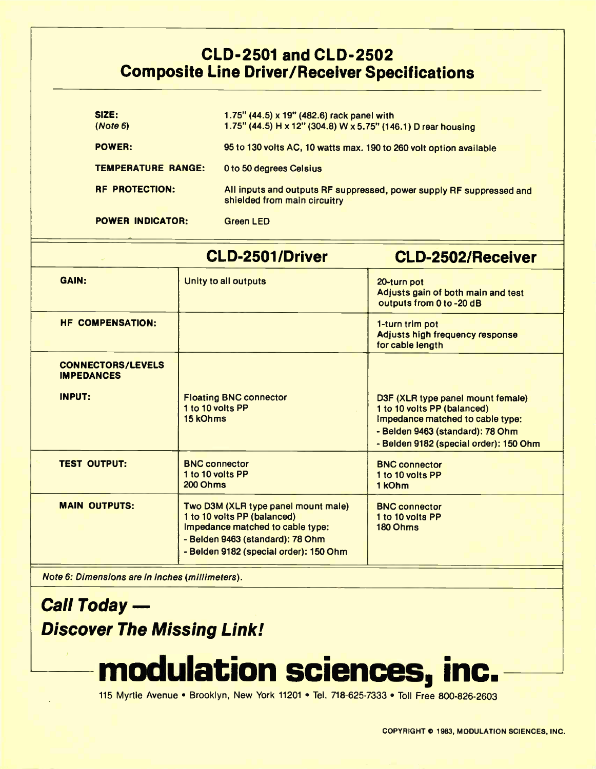## CLD-2501 and CLD-2502 Composite Line Driver/Receiver Specifications

| | |
|---|---|
| **SIZE:** (*Note 6*) | 1.75" (44.5) x 19" (482.6) rack panel with 1.75" (44.5) H x 12" (304.8) W x 5.75" (146.1) D rear housing |
| **POWER:** | 95 to 130 volts AC, 10 watts max. 190 to 260 volt option available |
| **TEMPERATURE RANGE:** | 0 to 50 degrees Celsius |
| **RF PROTECTION:** | All inputs and outputs RF suppressed, power supply RF suppressed and shielded from main circuitry |
| **POWER INDICATOR:** | Green LED |

| | CLD-2501/Driver | CLD-2502/Receiver |
|---|---|---|
| **GAIN:** | Unity to all outputs | 20-turn pot<br>Adjusts gain of both main and test outputs from 0 to -20 dB |
| **HF COMPENSATION:** | | 1-turn trim pot<br>Adjusts high frequency response for cable length |
| **CONNECTORS/LEVELS IMPEDANCES** | | |
| **INPUT:** | Floating BNC connector<br>1 to 10 volts PP<br>15 kOhms | D3F (XLR type panel mount female)<br>1 to 10 volts PP (balanced)<br>Impedance matched to cable type:<br>- Belden 9463 (standard): 78 Ohm<br>- Belden 9182 (special order): 150 Ohm |
| **TEST OUTPUT:** | BNC connector<br>1 to 10 volts PP<br>200 Ohms | BNC connector<br>1 to 10 volts PP<br>1 kOhm |
| **MAIN OUTPUTS:** | Two D3M (XLR type panel mount male)<br>1 to 10 volts PP (balanced)<br>Impedance matched to cable type:<br>- Belden 9463 (standard): 78 Ohm<br>- Belden 9182 (special order): 150 Ohm | BNC connector<br>1 to 10 volts PP<br>180 Ohms |

*Note 6: Dimensions are in inches (millimeters).*

***Call Today —***
***Discover The Missing Link!***

# modulation sciences, inc.

115 Myrtle Avenue • Brooklyn, New York 11201 • Tel. 718-625-7333 • Toll Free 800-826-2603

COPYRIGHT © 1983, MODULATION SCIENCES, INC.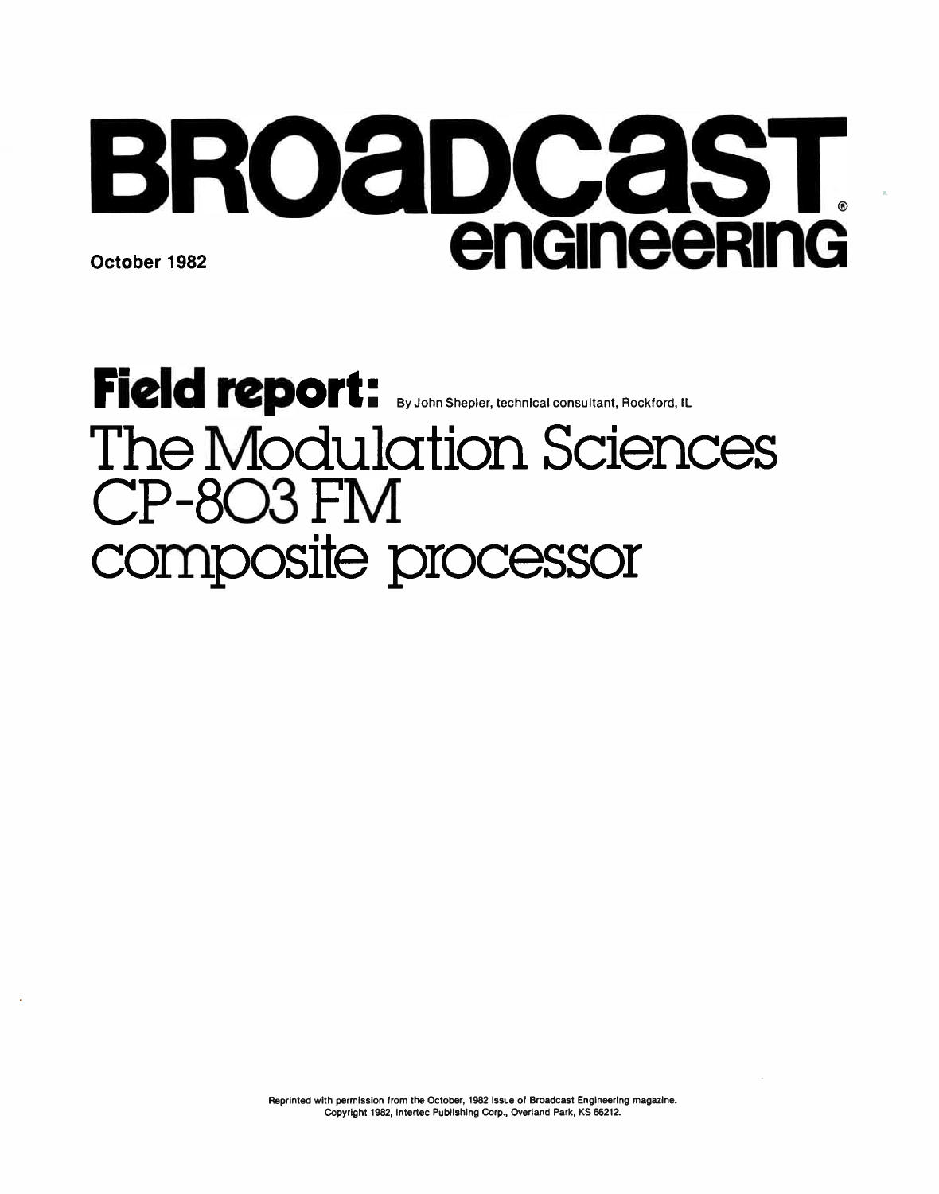# BROADCAST ENGINEERING

October 1982

## Field report:

By John Shepler, technical consultant, Rockford, IL

# The Modulation Sciences CP-803 FM composite processor

Reprinted with permission from the October, 1982 issue of Broadcast Engineering magazine.
Copyright 1982, Intertec Publishing Corp., Overland Park, KS 66212.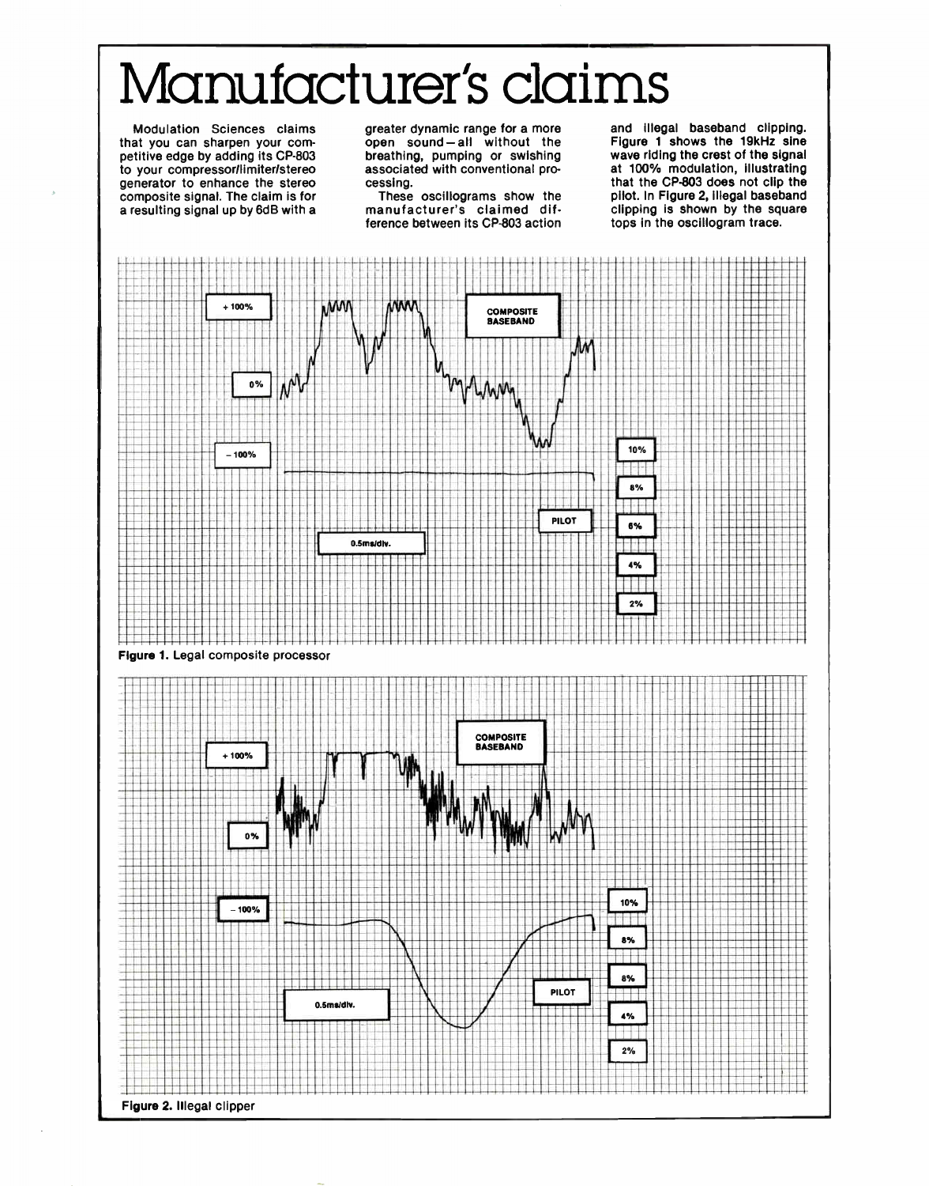# Manufacturer's claims

Modulation Sciences claims that you can sharpen your competitive edge by adding its CP-803 to your compressor/limiter/stereo generator to enhance the stereo composite signal. The claim is for a resulting signal up by 6dB with a greater dynamic range for a more open sound—all without the breathing, pumping or swishing associated with conventional processing.

These oscillograms show the manufacturer's claimed difference between its CP-803 action and illegal baseband clipping. **Figure 1** shows the 19kHz sine wave riding the crest of the signal at 100% modulation, illustrating that the CP-803 does not clip the pilot. In **Figure 2**, illegal baseband clipping is shown by the square tops in the oscillogram trace.

+100%

0%

−100%

COMPOSITE BASEBAND

PILOT

0.5ms/div.

10%

8%

6%

4%

2%

**Figure 1.** Legal composite processor

+100%

0%

−100%

COMPOSITE BASEBAND

PILOT

0.5ms/div.

10%

8%

8%

4%

2%

**Figure 2.** Illegal clipper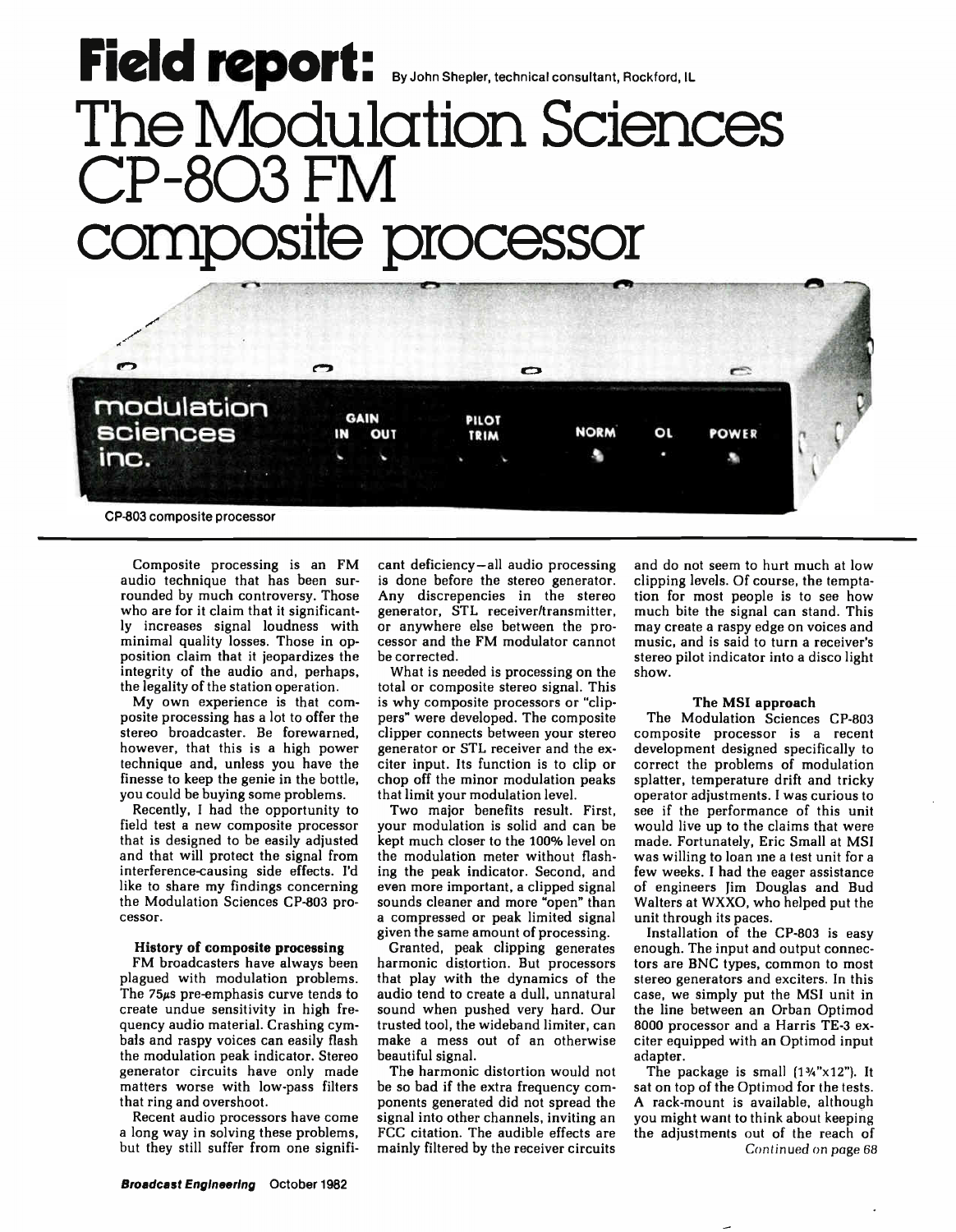# Field report:

By John Shepler, technical consultant, Rockford, IL

# The Modulation Sciences CP-803 FM composite processor

CP-803 composite processor

Composite processing is an FM audio technique that has been surrounded by much controversy. Those who are for it claim that it significantly increases signal loudness with minimal quality losses. Those in opposition claim that it jeopardizes the integrity of the audio and, perhaps, the legality of the station operation.

My own experience is that composite processing has a lot to offer the stereo broadcaster. Be forewarned, however, that this is a high power technique and, unless you have the finesse to keep the genie in the bottle, you could be buying some problems.

Recently, I had the opportunity to field test a new composite processor that is designed to be easily adjusted and that will protect the signal from interference-causing side effects. I'd like to share my findings concerning the Modulation Sciences CP-803 processor.

#### History of composite processing

FM broadcasters have always been plagued with modulation problems. The 75$\mu$s pre-emphasis curve tends to create undue sensitivity in high frequency audio material. Crashing cymbals and raspy voices can easily flash the modulation peak indicator. Stereo generator circuits have only made matters worse with low-pass filters that ring and overshoot.

Recent audio processors have come a long way in solving these problems, but they still suffer from one significant deficiency—all audio processing is done before the stereo generator. Any discrepencies in the stereo generator, STL receiver/transmitter, or anywhere else between the processor and the FM modulator cannot be corrected.

What is needed is processing on the total or composite stereo signal. This is why composite processors or "clippers" were developed. The composite clipper connects between your stereo generator or STL receiver and the exciter input. Its function is to clip or chop off the minor modulation peaks that limit your modulation level.

Two major benefits result. First, your modulation is solid and can be kept much closer to the 100% level on the modulation meter without flashing the peak indicator. Second, and even more important, a clipped signal sounds cleaner and more "open" than a compressed or peak limited signal given the same amount of processing.

Granted, peak clipping generates harmonic distortion. But processors that play with the dynamics of the audio tend to create a dull, unnatural sound when pushed very hard. Our trusted tool, the wideband limiter, can make a mess out of an otherwise beautiful signal.

The harmonic distortion would not be so bad if the extra frequency components generated did not spread the signal into other channels, inviting an FCC citation. The audible effects are mainly filtered by the receiver circuits and do not seem to hurt much at low clipping levels. Of course, the temptation for most people is to see how much bite the signal can stand. This may create a raspy edge on voices and music, and is said to turn a receiver's stereo pilot indicator into a disco light show.

#### The MSI approach

The Modulation Sciences CP-803 composite processor is a recent development designed specifically to correct the problems of modulation splatter, temperature drift and tricky operator adjustments. I was curious to see if the performance of this unit would live up to the claims that were made. Fortunately, Eric Small at MSI was willing to loan me a test unit for a few weeks. I had the eager assistance of engineers Jim Douglas and Bud Walters at WXXO, who helped put the unit through its paces.

Installation of the CP-803 is easy enough. The input and output connectors are BNC types, common to most stereo generators and exciters. In this case, we simply put the MSI unit in the line between an Orban Optimod 8000 processor and a Harris TE-3 exciter equipped with an Optimod input adapter.

The package is small (1¾"x12"). It sat on top of the Optimod for the tests. A rack-mount is available, although you might want to think about keeping the adjustments out of the reach of

*Continued on page 68*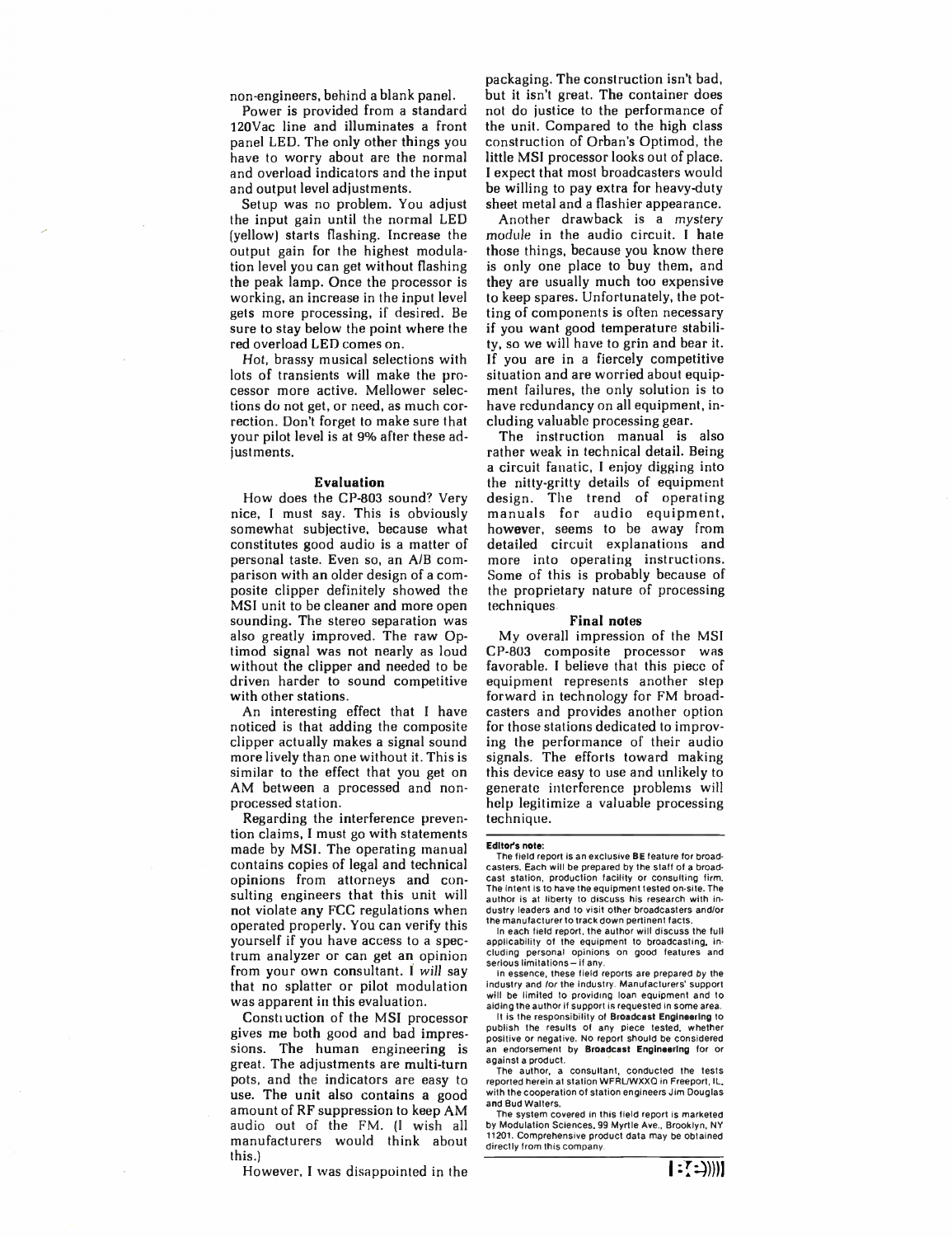non-engineers, behind a blank panel.

Power is provided from a standard 120Vac line and illuminates a front panel LED. The only other things you have to worry about are the normal and overload indicators and the input and output level adjustments.

Setup was no problem. You adjust the input gain until the normal LED (yellow) starts flashing. Increase the output gain for the highest modulation level you can get without flashing the peak lamp. Once the processor is working, an increase in the input level gets more processing, if desired. Be sure to stay below the point where the red overload LED comes on.

*Hot*, brassy musical selections with lots of transients will make the processor more active. Mellower selections do not get, or need, as much correction. Don't forget to make sure that your pilot level is at 9% after these adjustments.

### Evaluation

How does the CP-803 sound? Very nice, I must say. This is obviously somewhat subjective, because what constitutes good audio is a matter of personal taste. Even so, an A/B comparison with an older design of a composite clipper definitely showed the MSI unit to be cleaner and more open sounding. The stereo separation was also greatly improved. The raw Optimod signal was not nearly as loud without the clipper and needed to be driven harder to sound competitive with other stations.

An interesting effect that I have noticed is that adding the composite clipper actually makes a signal sound more lively than one without it. This is similar to the effect that you get on AM between a processed and nonprocessed station.

Regarding the interference prevention claims, I must go with statements made by MSI. The operating manual contains copies of legal and technical opinions from attorneys and consulting engineers that this unit will not violate any FCC regulations when operated properly. You can verify this yourself if you have access to a spectrum analyzer or can get an opinion from your own consultant. I *will* say that no splatter or pilot modulation was apparent in this evaluation.

Construction of the MSI processor gives me both good and bad impressions. The human engineering is great. The adjustments are multi-turn pots, and the indicators are easy to use. The unit also contains a good amount of RF suppression to keep AM audio out of the FM. (I wish all manufacturers would think about this.)

However, I was disappointed in the packaging. The construction isn't bad, but it isn't great. The container does not do justice to the performance of the unit. Compared to the high class construction of Orban's Optimod, the little MSI processor looks out of place. I expect that most broadcasters would be willing to pay extra for heavy-duty sheet metal and a flashier appearance.

Another drawback is a *mystery module* in the audio circuit. I hate those things, because you know there is only one place to buy them, and they are usually much too expensive to keep spares. Unfortunately, the potting of components is often necessary if you want good temperature stability, so we will have to grin and bear it. If you are in a fiercely competitive situation and are worried about equipment failures, the only solution is to have redundancy on all equipment, including valuable processing gear.

The instruction manual is also rather weak in technical detail. Being a circuit fanatic, I enjoy digging into the nitty-gritty details of equipment design. The trend of operating manuals for audio equipment, however, seems to be away from detailed circuit explanations and more into operating instructions. Some of this is probably because of the proprietary nature of processing techniques.

### Final notes

My overall impression of the MSI CP-803 composite processor was favorable. I believe that this piece of equipment represents another step forward in technology for FM broadcasters and provides another option for those stations dedicated to improving the performance of their audio signals. The efforts toward making this device easy to use and unlikely to generate interference problems will help legitimize a valuable processing technique.

---

**Editor's note:**

The field report is an exclusive **BE** feature for broadcasters. Each will be prepared by the staff of a broadcast station, production facility or consulting firm. The intent is to have the equipment tested on-site. The author is at liberty to discuss his research with industry leaders and to visit other broadcasters and/or the manufacturer to track down pertinent facts.

In each field report, the author will discuss the full applicability of the equipment to broadcasting, including personal opinions on good features and serious limitations—if any.

In essence, these field reports are prepared *by* the industry and *for* the industry. Manufacturers' support will be limited to providing loan equipment and to aiding the author if support is requested in some area.

It is the responsibility of **Broadcast Engineering** to publish the results of any piece tested, whether positive or negative. No report should be considered an endorsement by **Broadcast Engineering** for or against a product.

The author, a consultant, conducted the tests reported herein at station WFRL/WXXQ in Freeport, IL, with the cooperation of station engineers Jim Douglas and Bud Walters.

The system covered in this field report is marketed by Modulation Sciences, 99 Myrtle Ave., Brooklyn, NY 11201. Comprehensive product data may be obtained directly from this company.